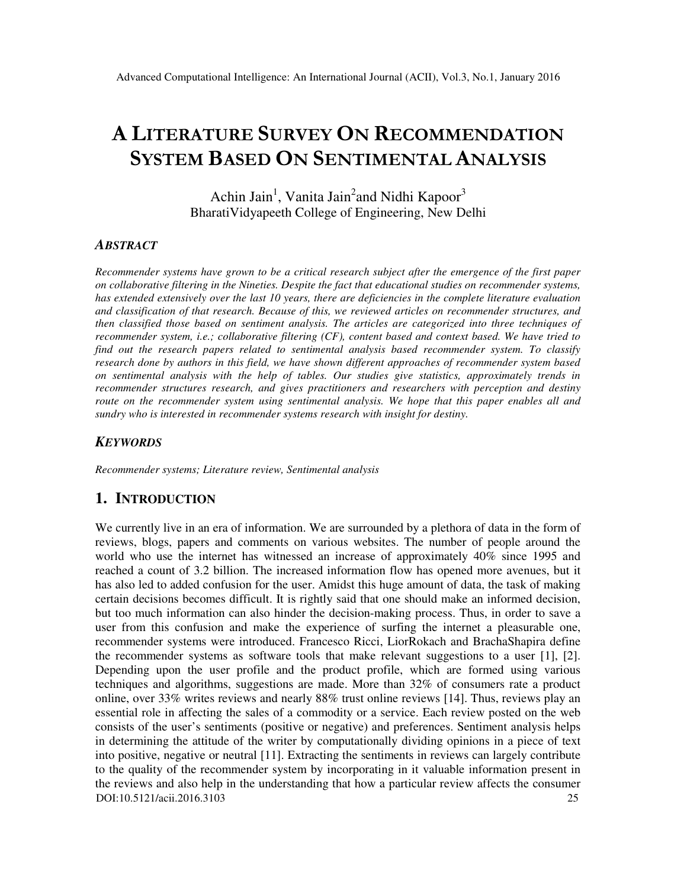# A LITERATURE SURVEY ON RECOMMENDATION SYSTEM BASED ON SENTIMENTAL ANALYSIS

Achin Jain[1], Vanita Jain[2]and Nidhi Kapoor[3]

BharatiVidyapeeth College of Engineering, New Delhi

## ABSTRACT

*Recommender systems have grown to be a critical research subject after the emergence of the first paper on collaborative filtering in the Nineties. Despite the fact that educational studies on recommender systems, has extended extensively over the last 10 years, there are deficiencies in the complete literature evaluation and classification of that research. Because of this, we reviewed articles on recommender structures, and then classified those based on sentiment analysis. The articles are categorized into three techniques of recommender system, i.e.; collaborative filtering (CF), content based and context based. We have tried to find out the research papers related to sentimental analysis based recommender system. To classify research done by authors in this field, we have shown different approaches of recommender system based on sentimental analysis with the help of tables. Our studies give statistics, approximately trends in recommender structures research, and gives practitioners and researchers with perception and destiny route on the recommender system using sentimental analysis. We hope that this paper enables all and sundry who is interested in recommender systems research with insight for destiny.*

## KEYWORDS

*Recommender systems; Literature review, Sentimental analysis*

## 1. INTRODUCTION

We currently live in an era of information. We are surrounded by a plethora of data in the form of reviews, blogs, papers and comments on various websites. The number of people around the world who use the internet has witnessed an increase of approximately 40% since 1995 and reached a count of 3.2 billion. The increased information flow has opened more avenues, but it has also led to added confusion for the user. Amidst this huge amount of data, the task of making certain decisions becomes difficult. It is rightly said that one should make an informed decision, but too much information can also hinder the decision-making process. Thus, in order to save a user from this confusion and make the experience of surfing the internet a pleasurable one, recommender systems were introduced. Francesco Ricci, LiorRokach and BrachaShapira define the recommender systems as software tools that make relevant suggestions to a user [1], [2]. Depending upon the user profile and the product profile, which are formed using various techniques and algorithms, suggestions are made. More than 32% of consumers rate a product online, over 33% writes reviews and nearly 88% trust online reviews [14]. Thus, reviews play an essential role in affecting the sales of a commodity or a service. Each review posted on the web consists of the user's sentiments (positive or negative) and preferences. Sentiment analysis helps in determining the attitude of the writer by computationally dividing opinions in a piece of text into positive, negative or neutral [11]. Extracting the sentiments in reviews can largely contribute to the quality of the recommender system by incorporating in it valuable information present in the reviews and also help in the understanding that how a particular review affects the consumer

DOI:10.5121/acii.2016.3103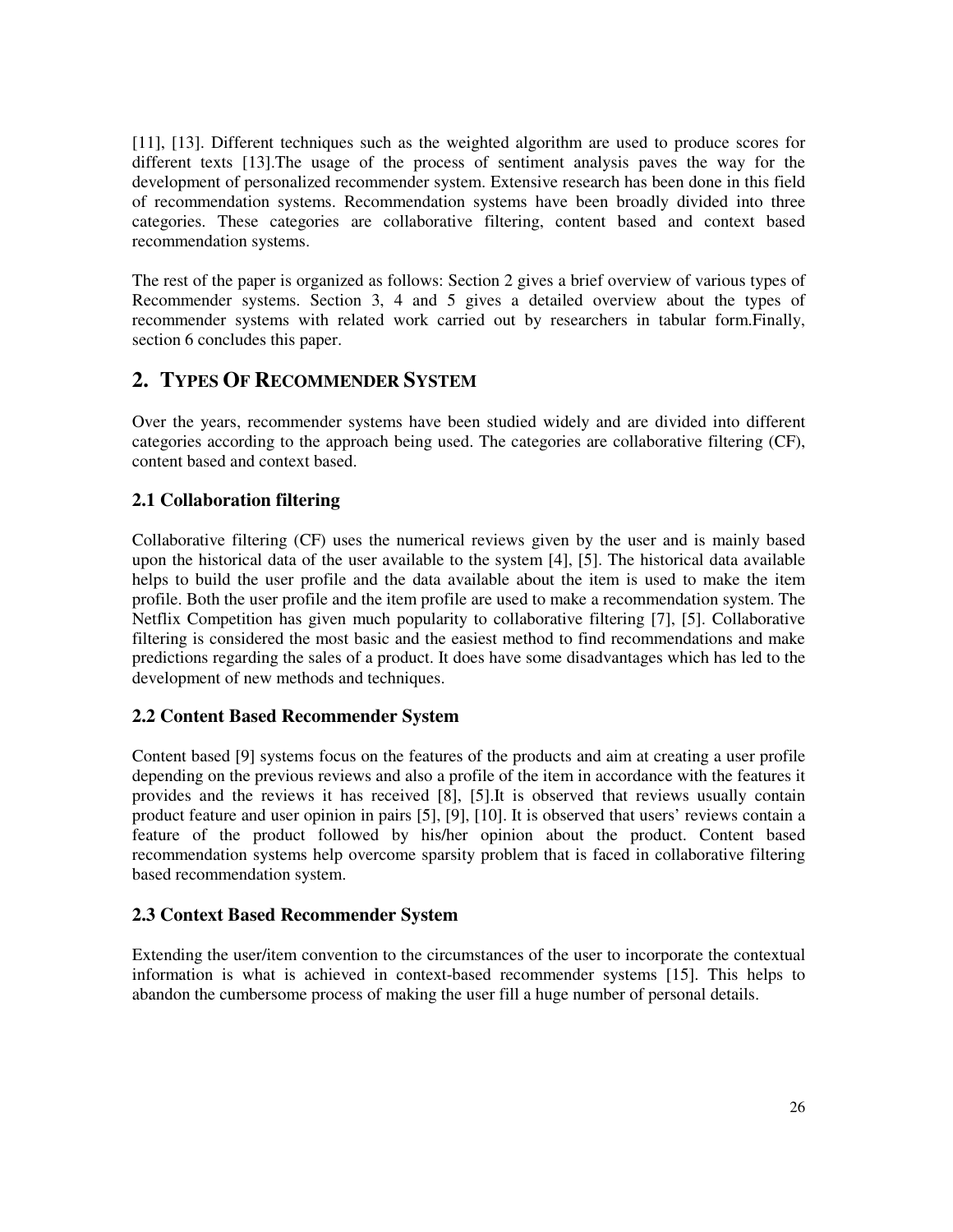[11], [13]. Different techniques such as the weighted algorithm are used to produce scores for different texts [13].The usage of the process of sentiment analysis paves the way for the development of personalized recommender system. Extensive research has been done in this field of recommendation systems. Recommendation systems have been broadly divided into three categories. These categories are collaborative filtering, content based and context based recommendation systems.

The rest of the paper is organized as follows: Section 2 gives a brief overview of various types of Recommender systems. Section 3, 4 and 5 gives a detailed overview about the types of recommender systems with related work carried out by researchers in tabular form.Finally, section 6 concludes this paper.

## 2. TYPES OF RECOMMENDER SYSTEM

Over the years, recommender systems have been studied widely and are divided into different categories according to the approach being used. The categories are collaborative filtering (CF), content based and context based.

### 2.1 Collaboration filtering

Collaborative filtering (CF) uses the numerical reviews given by the user and is mainly based upon the historical data of the user available to the system [4], [5]. The historical data available helps to build the user profile and the data available about the item is used to make the item profile. Both the user profile and the item profile are used to make a recommendation system. The Netflix Competition has given much popularity to collaborative filtering [7], [5]. Collaborative filtering is considered the most basic and the easiest method to find recommendations and make predictions regarding the sales of a product. It does have some disadvantages which has led to the development of new methods and techniques.

### 2.2 Content Based Recommender System

Content based [9] systems focus on the features of the products and aim at creating a user profile depending on the previous reviews and also a profile of the item in accordance with the features it provides and the reviews it has received [8], [5].It is observed that reviews usually contain product feature and user opinion in pairs [5], [9], [10]. It is observed that users' reviews contain a feature of the product followed by his/her opinion about the product. Content based recommendation systems help overcome sparsity problem that is faced in collaborative filtering based recommendation system.

### 2.3 Context Based Recommender System

Extending the user/item convention to the circumstances of the user to incorporate the contextual information is what is achieved in context-based recommender systems [15]. This helps to abandon the cumbersome process of making the user fill a huge number of personal details.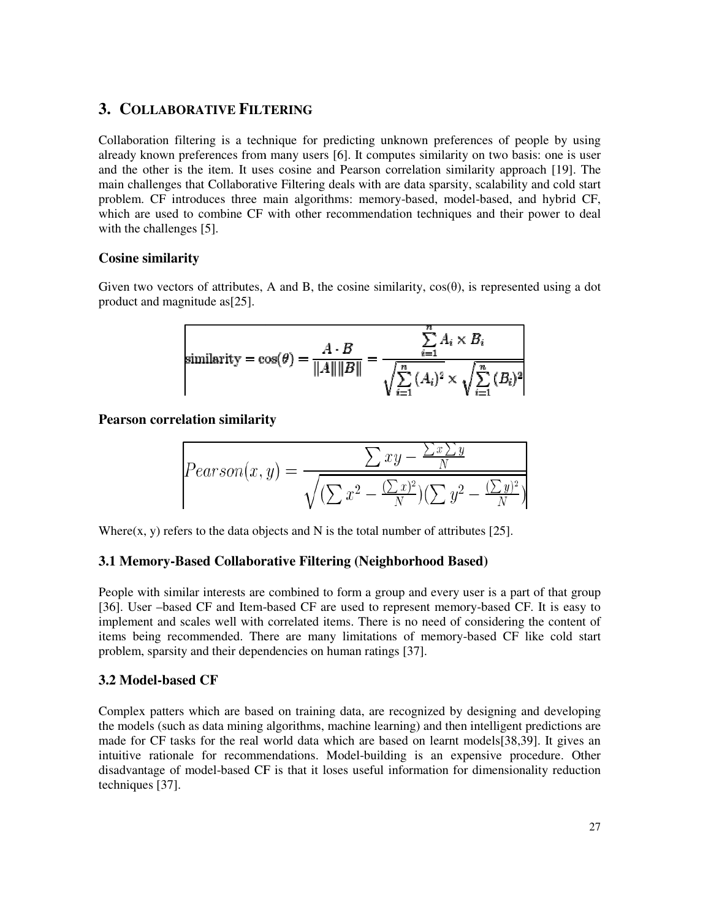## 3. COLLABORATIVE FILTERING

Collaboration filtering is a technique for predicting unknown preferences of people by using already known preferences from many users [6]. It computes similarity on two basis: one is user and the other is the item. It uses cosine and Pearson correlation similarity approach [19]. The main challenges that Collaborative Filtering deals with are data sparsity, scalability and cold start problem. CF introduces three main algorithms: memory-based, model-based, and hybrid CF, which are used to combine CF with other recommendation techniques and their power to deal with the challenges [5].

### Cosine similarity

Given two vectors of attributes, A and B, the cosine similarity, cos(θ), is represented using a dot product and magnitude as[25].

$$\text{similarity} = \cos(\theta) = \frac{A \cdot B}{\|A\|\|B\|} = \frac{\sum_{i=1}^{n} A_i \times B_i}{\sqrt{\sum_{i=1}^{n} (A_i)^2} \times \sqrt{\sum_{i=1}^{n} (B_i)^2}}$$

### Pearson correlation similarity

$$Pearson(x, y) = \frac{\sum xy - \frac{\sum x \sum y}{N}}{\sqrt{(\sum x^2 - \frac{(\sum x)^2}{N})(\sum y^2 - \frac{(\sum y)^2}{N})}}$$

Where(x, y) refers to the data objects and N is the total number of attributes [25].

### 3.1 Memory-Based Collaborative Filtering (Neighborhood Based)

People with similar interests are combined to form a group and every user is a part of that group [36]. User –based CF and Item-based CF are used to represent memory-based CF. It is easy to implement and scales well with correlated items. There is no need of considering the content of items being recommended. There are many limitations of memory-based CF like cold start problem, sparsity and their dependencies on human ratings [37].

### 3.2 Model-based CF

Complex patters which are based on training data, are recognized by designing and developing the models (such as data mining algorithms, machine learning) and then intelligent predictions are made for CF tasks for the real world data which are based on learnt models[38,39]. It gives an intuitive rationale for recommendations. Model-building is an expensive procedure. Other disadvantage of model-based CF is that it loses useful information for dimensionality reduction techniques [37].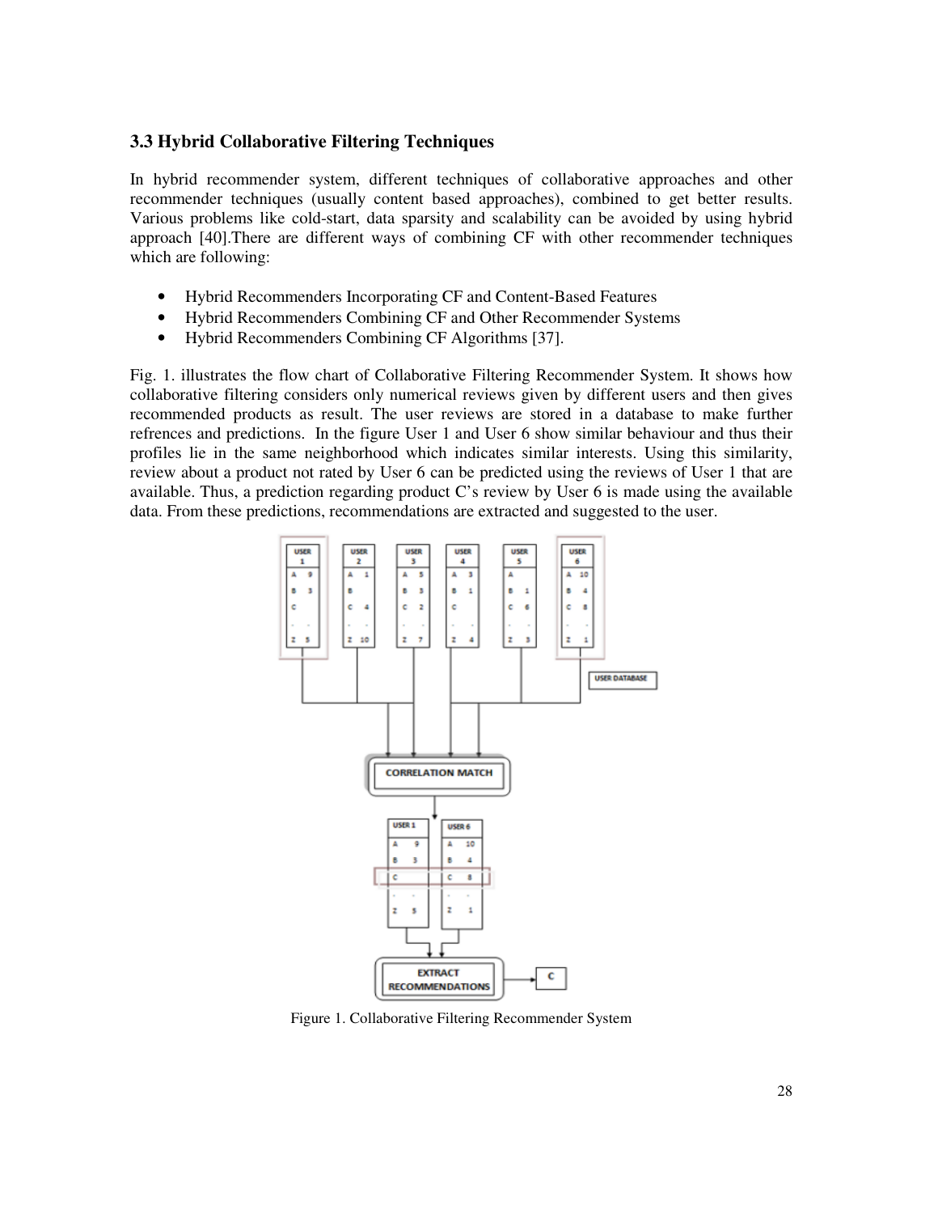### 3.3 Hybrid Collaborative Filtering Techniques

In hybrid recommender system, different techniques of collaborative approaches and other recommender techniques (usually content based approaches), combined to get better results. Various problems like cold-start, data sparsity and scalability can be avoided by using hybrid approach [40].There are different ways of combining CF with other recommender techniques which are following:

- Hybrid Recommenders Incorporating CF and Content-Based Features
- Hybrid Recommenders Combining CF and Other Recommender Systems
- Hybrid Recommenders Combining CF Algorithms [37].

Fig. 1. illustrates the flow chart of Collaborative Filtering Recommender System. It shows how collaborative filtering considers only numerical reviews given by different users and then gives recommended products as result. The user reviews are stored in a database to make further refrences and predictions. In the figure User 1 and User 6 show similar behaviour and thus their profiles lie in the same neighborhood which indicates similar interests. Using this similarity, review about a product not rated by User 6 can be predicted using the reviews of User 1 that are available. Thus, a prediction regarding product C's review by User 6 is made using the available data. From these predictions, recommendations are extracted and suggested to the user.

Figure 1. Collaborative Filtering Recommender System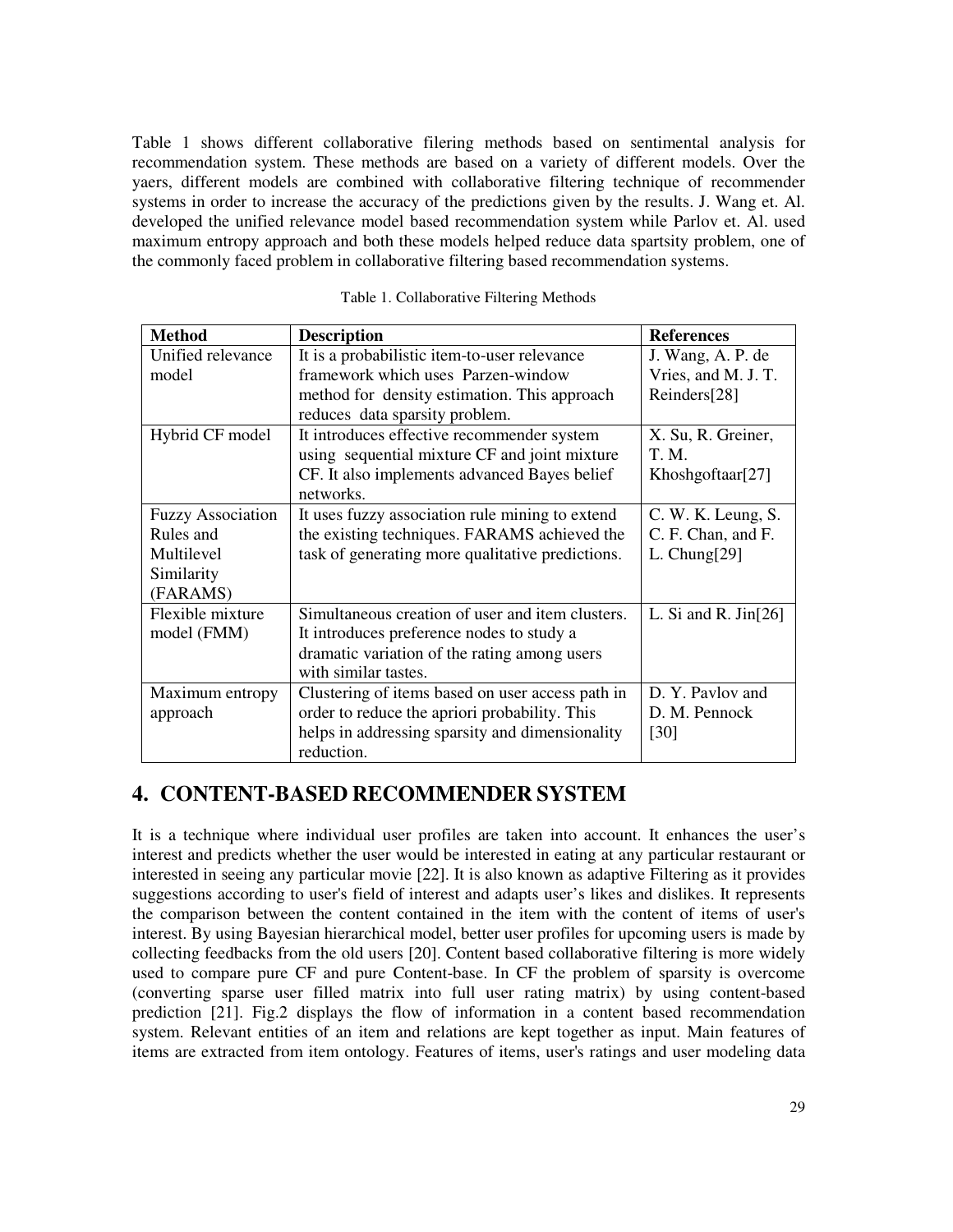Table 1 shows different collaborative filering methods based on sentimental analysis for recommendation system. These methods are based on a variety of different models. Over the yaers, different models are combined with collaborative filtering technique of recommender systems in order to increase the accuracy of the predictions given by the results. J. Wang et. Al. developed the unified relevance model based recommendation system while Parlov et. Al. used maximum entropy approach and both these models helped reduce data spartsity problem, one of the commonly faced problem in collaborative filtering based recommendation systems.

Table 1. Collaborative Filtering Methods

| Method | Description | References |
|---|---|---|
| Unified relevance model | It is a probabilistic item-to-user relevance framework which uses Parzen-window method for density estimation. This approach reduces data sparsity problem. | J. Wang, A. P. de Vries, and M. J. T. Reinders[28] |
| Hybrid CF model | It introduces effective recommender system using sequential mixture CF and joint mixture CF. It also implements advanced Bayes belief networks. | X. Su, R. Greiner, T. M. Khoshgoftaar[27] |
| Fuzzy Association Rules and Multilevel Similarity (FARAMS) | It uses fuzzy association rule mining to extend the existing techniques. FARAMS achieved the task of generating more qualitative predictions. | C. W. K. Leung, S. C. F. Chan, and F. L. Chung[29] |
| Flexible mixture model (FMM) | Simultaneous creation of user and item clusters. It introduces preference nodes to study a dramatic variation of the rating among users with similar tastes. | L. Si and R. Jin[26] |
| Maximum entropy approach | Clustering of items based on user access path in order to reduce the apriori probability. This helps in addressing sparsity and dimensionality reduction. | D. Y. Pavlov and D. M. Pennock [30] |

## 4. CONTENT-BASED RECOMMENDER SYSTEM

It is a technique where individual user profiles are taken into account. It enhances the user's interest and predicts whether the user would be interested in eating at any particular restaurant or interested in seeing any particular movie [22]. It is also known as adaptive Filtering as it provides suggestions according to user's field of interest and adapts user's likes and dislikes. It represents the comparison between the content contained in the item with the content of items of user's interest. By using Bayesian hierarchical model, better user profiles for upcoming users is made by collecting feedbacks from the old users [20]. Content based collaborative filtering is more widely used to compare pure CF and pure Content-base. In CF the problem of sparsity is overcome (converting sparse user filled matrix into full user rating matrix) by using content-based prediction [21]. Fig.2 displays the flow of information in a content based recommendation system. Relevant entities of an item and relations are kept together as input. Main features of items are extracted from item ontology. Features of items, user's ratings and user modeling data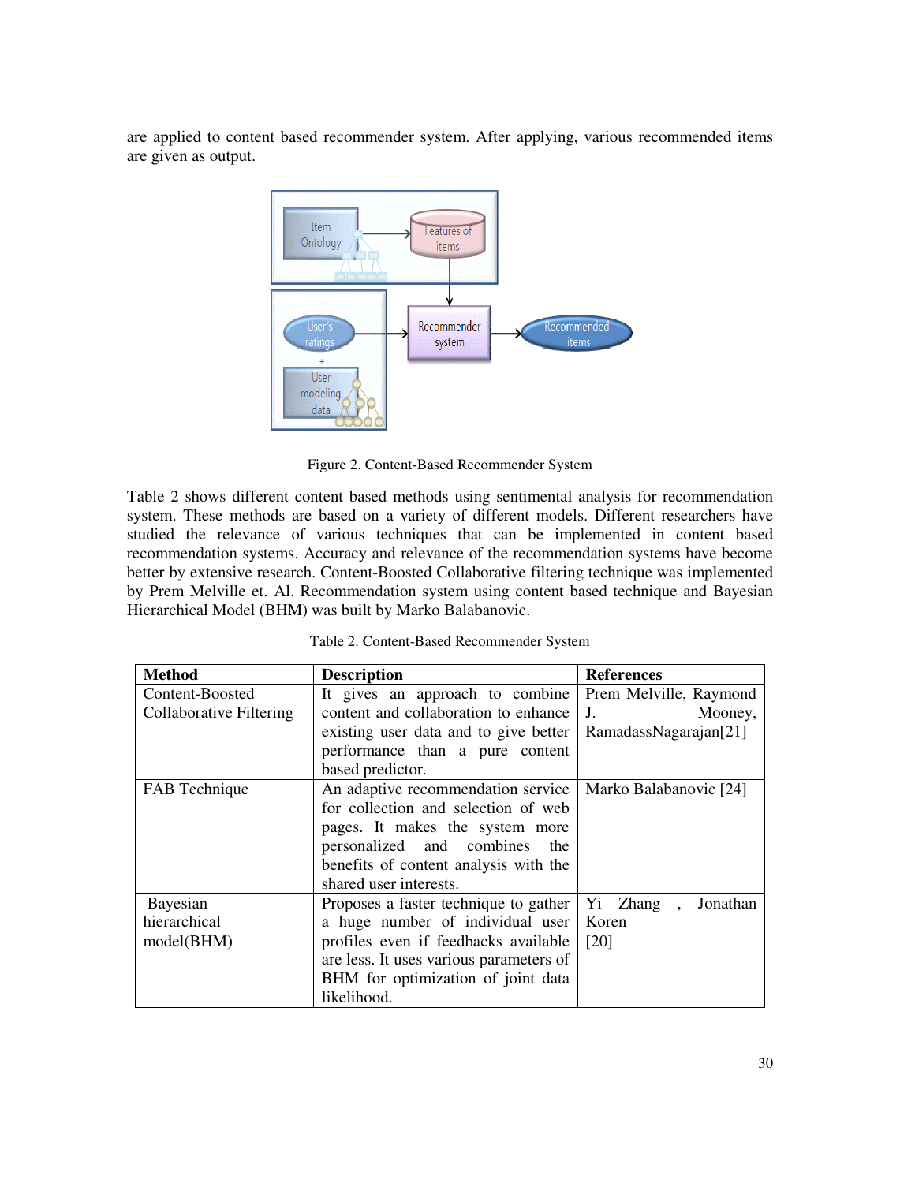are applied to content based recommender system. After applying, various recommended items are given as output.

Figure 2. Content-Based Recommender System

Table 2 shows different content based methods using sentimental analysis for recommendation system. These methods are based on a variety of different models. Different researchers have studied the relevance of various techniques that can be implemented in content based recommendation systems. Accuracy and relevance of the recommendation systems have become better by extensive research. Content-Boosted Collaborative filtering technique was implemented by Prem Melville et. Al. Recommendation system using content based technique and Bayesian Hierarchical Model (BHM) was built by Marko Balabanovic.

Table 2. Content-Based Recommender System

| **Method** | **Description** | **References** |
|---|---|---|
| Content-Boosted Collaborative Filtering | It gives an approach to combine content and collaboration to enhance existing user data and to give better performance than a pure content based predictor. | Prem Melville, Raymond J. Mooney, RamadassNagarajan[21] |
| FAB Technique | An adaptive recommendation service for collection and selection of web pages. It makes the system more personalized and combines the benefits of content analysis with the shared user interests. | Marko Balabanovic [24] |
| Bayesian hierarchical model(BHM) | Proposes a faster technique to gather a huge number of individual user profiles even if feedbacks available are less. It uses various parameters of BHM for optimization of joint data likelihood. | Yi Zhang , Jonathan Koren [20] |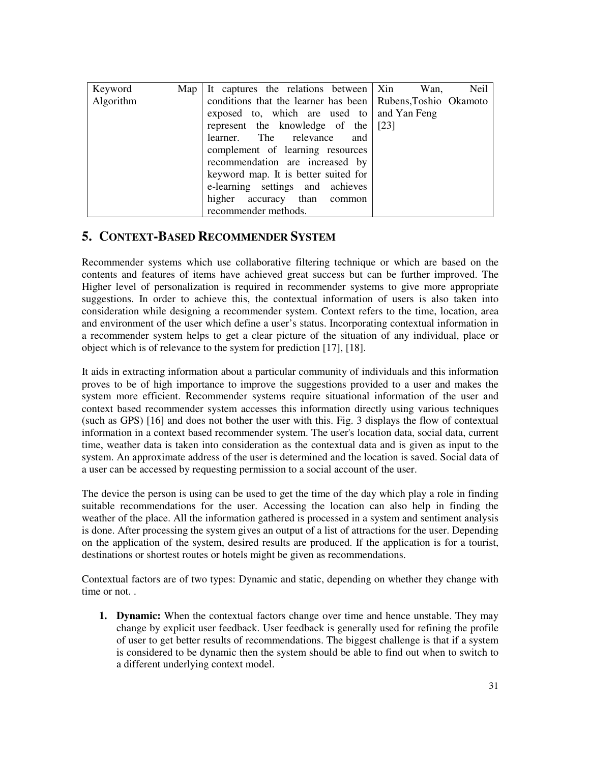| | | |
|---|---|---|
| Keyword Map Algorithm | It captures the relations between conditions that the learner has been exposed to, which are used to represent the knowledge of the learner. The relevance and complement of learning resources recommendation are increased by keyword map. It is better suited for e-learning settings and achieves higher accuracy than common recommender methods. | Xin Wan, Neil Rubens,Toshio Okamoto and Yan Feng [23] |

## 5. CONTEXT-BASED RECOMMENDER SYSTEM

Recommender systems which use collaborative filtering technique or which are based on the contents and features of items have achieved great success but can be further improved. The Higher level of personalization is required in recommender systems to give more appropriate suggestions. In order to achieve this, the contextual information of users is also taken into consideration while designing a recommender system. Context refers to the time, location, area and environment of the user which define a user's status. Incorporating contextual information in a recommender system helps to get a clear picture of the situation of any individual, place or object which is of relevance to the system for prediction [17], [18].

It aids in extracting information about a particular community of individuals and this information proves to be of high importance to improve the suggestions provided to a user and makes the system more efficient. Recommender systems require situational information of the user and context based recommender system accesses this information directly using various techniques (such as GPS) [16] and does not bother the user with this. Fig. 3 displays the flow of contextual information in a context based recommender system. The user's location data, social data, current time, weather data is taken into consideration as the contextual data and is given as input to the system. An approximate address of the user is determined and the location is saved. Social data of a user can be accessed by requesting permission to a social account of the user.

The device the person is using can be used to get the time of the day which play a role in finding suitable recommendations for the user. Accessing the location can also help in finding the weather of the place. All the information gathered is processed in a system and sentiment analysis is done. After processing the system gives an output of a list of attractions for the user. Depending on the application of the system, desired results are produced. If the application is for a tourist, destinations or shortest routes or hotels might be given as recommendations.

Contextual factors are of two types: Dynamic and static, depending on whether they change with time or not. .

1. **Dynamic:** When the contextual factors change over time and hence unstable. They may change by explicit user feedback. User feedback is generally used for refining the profile of user to get better results of recommendations. The biggest challenge is that if a system is considered to be dynamic then the system should be able to find out when to switch to a different underlying context model.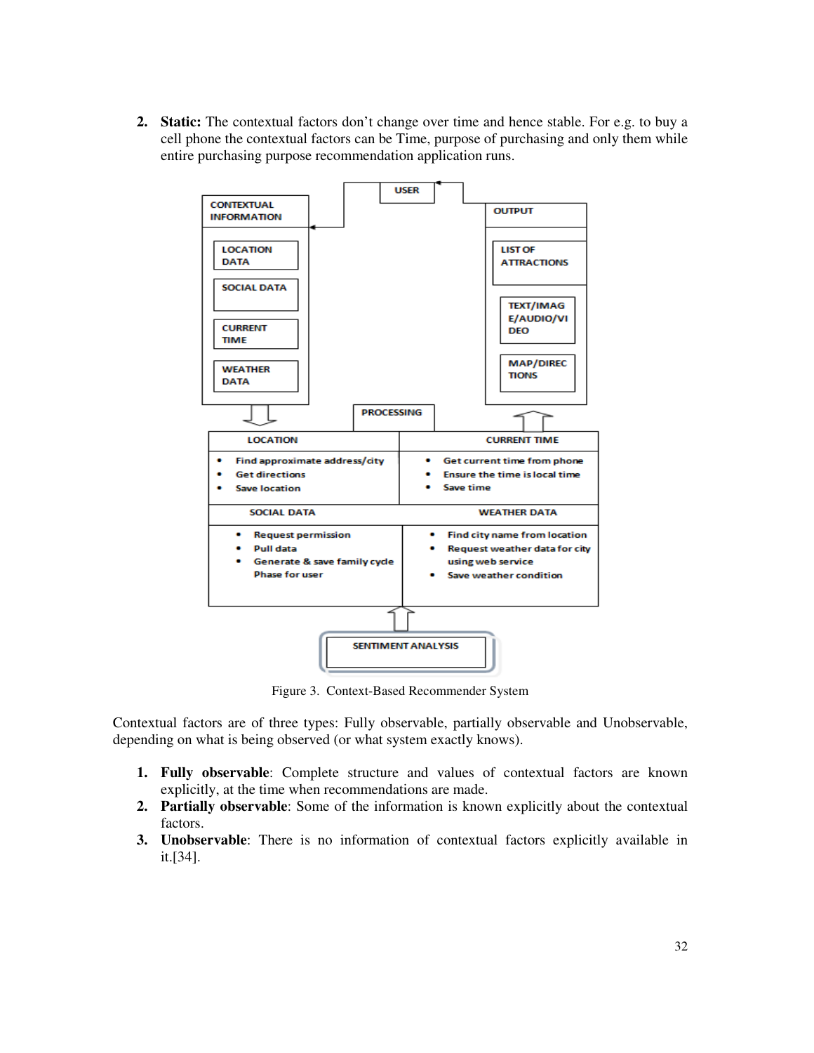2. **Static:** The contextual factors don't change over time and hence stable. For e.g. to buy a cell phone the contextual factors can be Time, purpose of purchasing and only them while entire purchasing purpose recommendation application runs.

Figure 3. Context-Based Recommender System

Contextual factors are of three types: Fully observable, partially observable and Unobservable, depending on what is being observed (or what system exactly knows).

1. **Fully observable**: Complete structure and values of contextual factors are known explicitly, at the time when recommendations are made.
2. **Partially observable**: Some of the information is known explicitly about the contextual factors.
3. **Unobservable**: There is no information of contextual factors explicitly available in it.[34].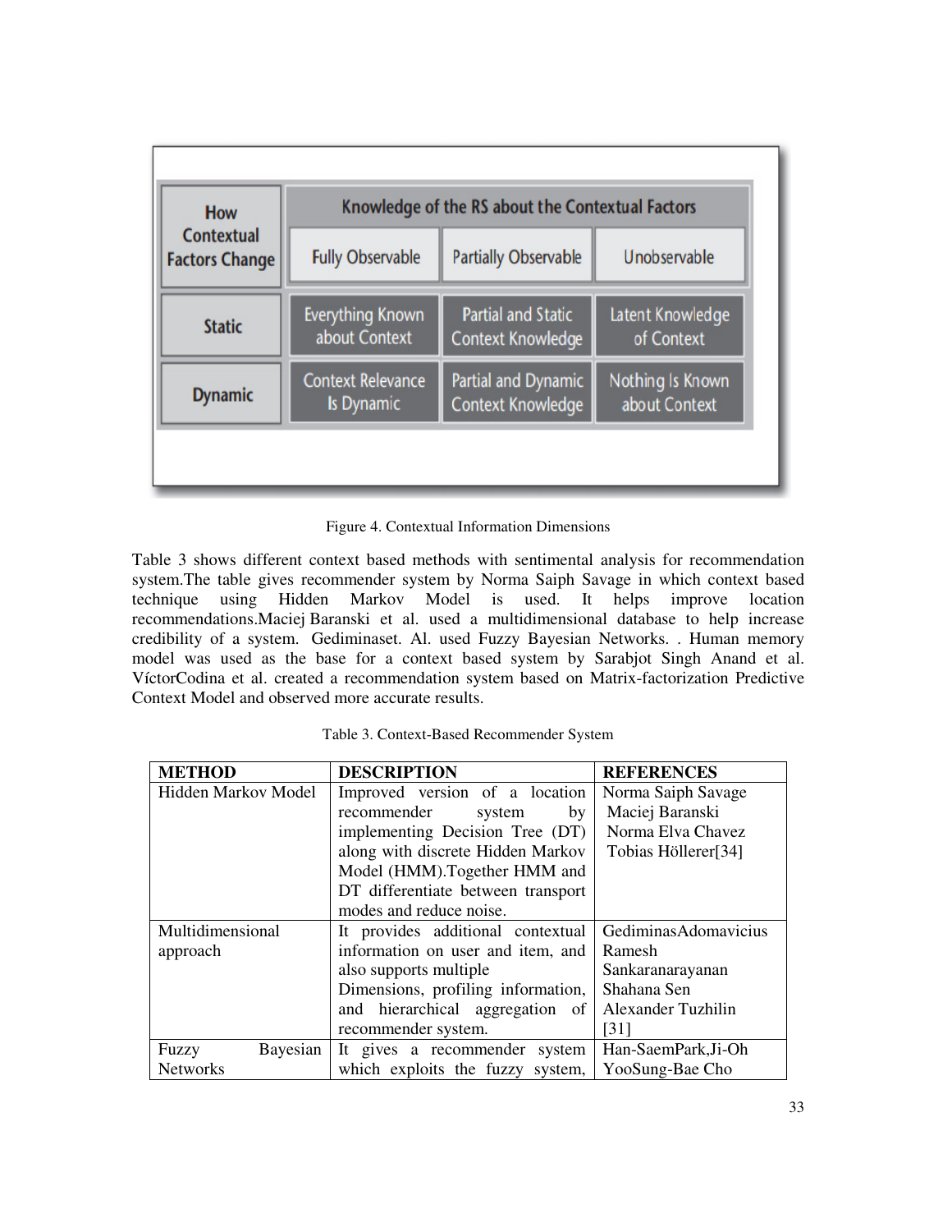| How Contextual Factors Change | Knowledge of the RS about the Contextual Factors | | |
|---|---|---|---|
| | Fully Observable | Partially Observable | Unobservable |
| Static | Everything Known about Context | Partial and Static Context Knowledge | Latent Knowledge of Context |
| Dynamic | Context Relevance Is Dynamic | Partial and Dynamic Context Knowledge | Nothing Is Known about Context |

Figure 4. Contextual Information Dimensions

Table 3 shows different context based methods with sentimental analysis for recommendation system.The table gives recommender system by Norma Saiph Savage in which context based technique using Hidden Markov Model is used. It helps improve location recommendations.Maciej Baranski et al. used a multidimensional database to help increase credibility of a system. Gediminaset. Al. used Fuzzy Bayesian Networks. . Human memory model was used as the base for a context based system by Sarabjot Singh Anand et al. VíctorCodina et al. created a recommendation system based on Matrix-factorization Predictive Context Model and observed more accurate results.

Table 3. Context-Based Recommender System

| METHOD | DESCRIPTION | REFERENCES |
|---|---|---|
| Hidden Markov Model | Improved version of a location recommender system by implementing Decision Tree (DT) along with discrete Hidden Markov Model (HMM).Together HMM and DT differentiate between transport modes and reduce noise. | Norma Saiph Savage Maciej Baranski Norma Elva Chavez Tobias Höllerer[34] |
| Multidimensional approach | It provides additional contextual information on user and item, and also supports multiple Dimensions, profiling information, and hierarchical aggregation of recommender system. | GediminasAdomavicius Ramesh Sankaranarayanan Shahana Sen Alexander Tuzhilin [31] |
| Fuzzy Bayesian Networks | It gives a recommender system which exploits the fuzzy system, | Han-SaemPark,Ji-Oh YooSung-Bae Cho |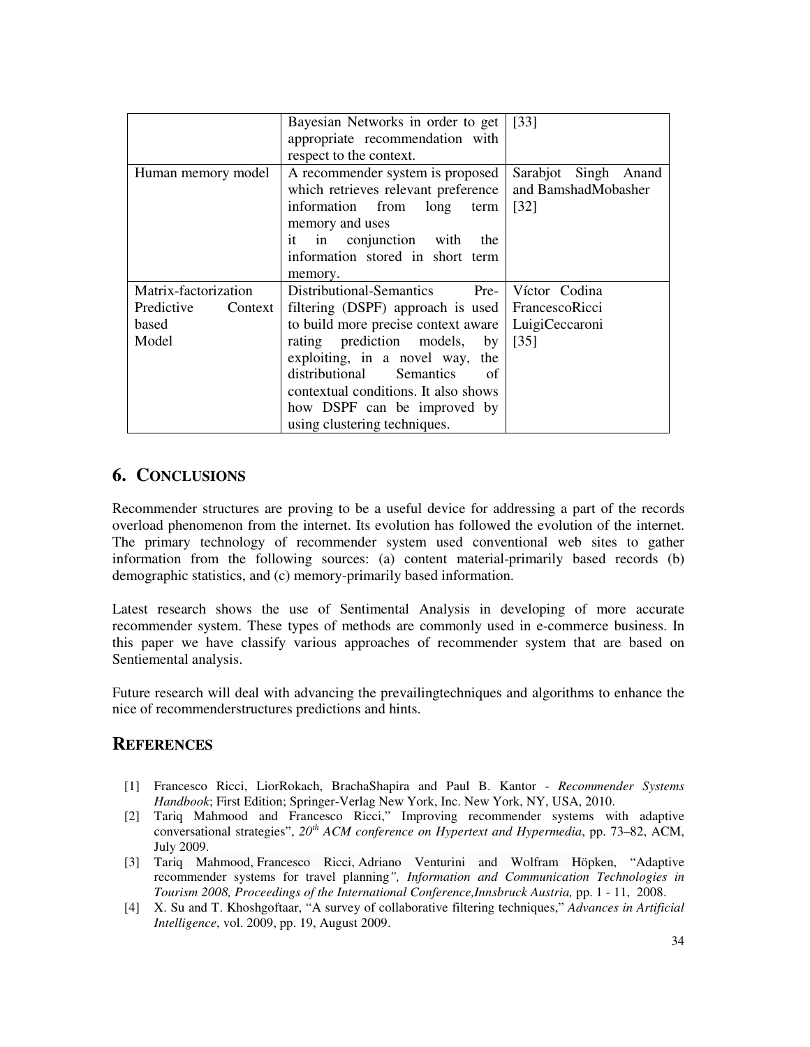| | | |
|---|---|---|
| | Bayesian Networks in order to get appropriate recommendation with respect to the context. | [33] |
| Human memory model | A recommender system is proposed which retrieves relevant preference information from long term memory and uses it in conjunction with the information stored in short term memory. | Sarabjot Singh Anand and BamshadMobasher [32] |
| Matrix-factorization Predictive Context based Model | Distributional-Semantics Pre-filtering (DSPF) approach is used to build more precise context aware rating prediction models, by exploiting, in a novel way, the distributional Semantics of contextual conditions. It also shows how DSPF can be improved by using clustering techniques. | Víctor Codina FrancescoRicci LuigiCeccaroni [35] |

## 6. CONCLUSIONS

Recommender structures are proving to be a useful device for addressing a part of the records overload phenomenon from the internet. Its evolution has followed the evolution of the internet. The primary technology of recommender system used conventional web sites to gather information from the following sources: (a) content material-primarily based records (b) demographic statistics, and (c) memory-primarily based information.

Latest research shows the use of Sentimental Analysis in developing of more accurate recommender system. These types of methods are commonly used in e-commerce business. In this paper we have classify various approaches of recommender system that are based on Sentiemental analysis.

Future research will deal with advancing the prevailingtechniques and algorithms to enhance the nice of recommenderstructures predictions and hints.

## REFERENCES

[1] Francesco Ricci, LiorRokach, BrachaShapira and Paul B. Kantor - *Recommender Systems Handbook*; First Edition; Springer-Verlag New York, Inc. New York, NY, USA, 2010.

[2] Tariq Mahmood and Francesco Ricci," Improving recommender systems with adaptive conversational strategies", *20th ACM conference on Hypertext and Hypermedia*, pp. 73–82, ACM, July 2009.

[3] Tariq Mahmood, Francesco Ricci, Adriano Venturini and Wolfram Höpken, "Adaptive recommender systems for travel planning*", Information and Communication Technologies in Tourism 2008, Proceedings of the International Conference,Innsbruck Austria,* pp. 1 - 11, 2008.

[4] X. Su and T. Khoshgoftaar, "A survey of collaborative filtering techniques," *Advances in Artificial Intelligence*, vol. 2009, pp. 19, August 2009.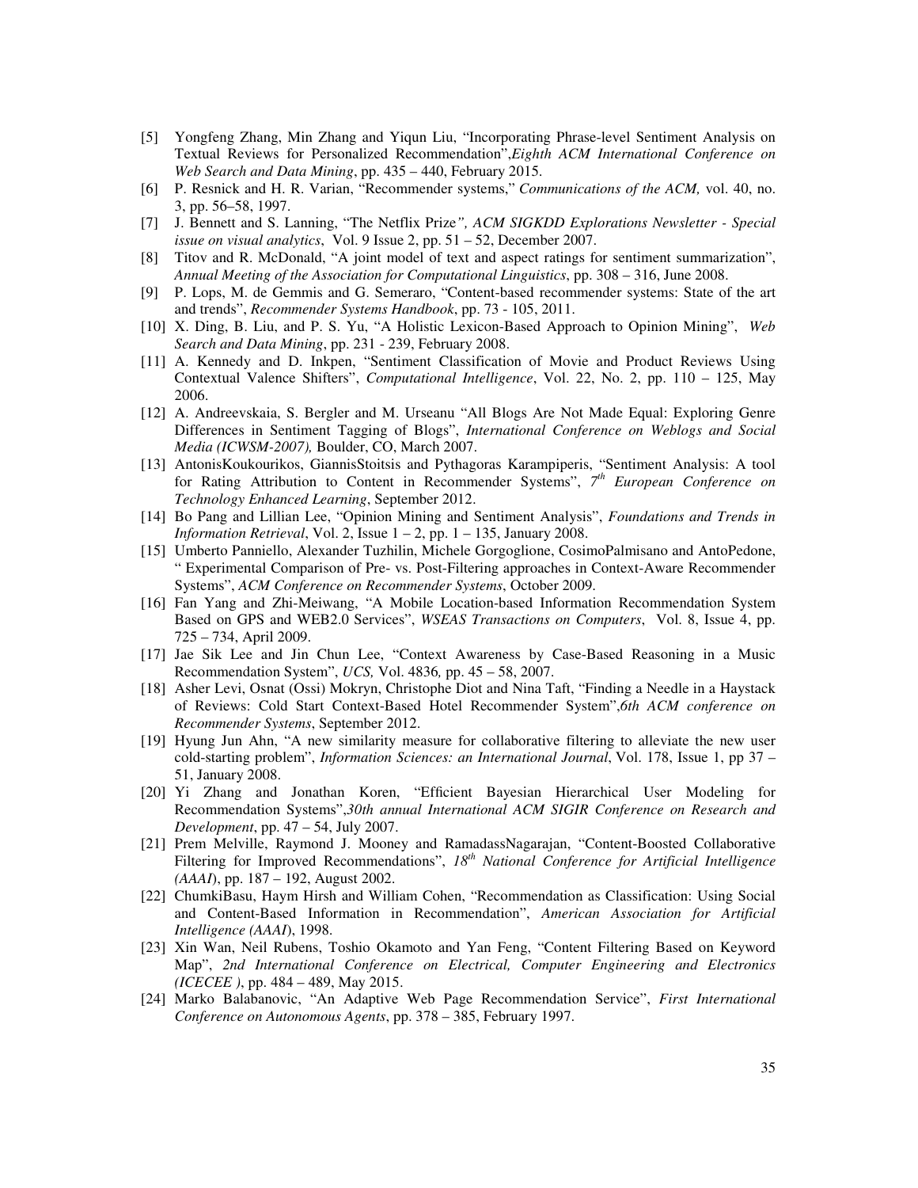[5] Yongfeng Zhang, Min Zhang and Yiqun Liu, "Incorporating Phrase-level Sentiment Analysis on Textual Reviews for Personalized Recommendation",*Eighth ACM International Conference on Web Search and Data Mining*, pp. 435 – 440, February 2015.

[6] P. Resnick and H. R. Varian, "Recommender systems," *Communications of the ACM,* vol. 40, no. 3, pp. 56–58, 1997.

[7] J. Bennett and S. Lanning, "The Netflix Prize*", ACM SIGKDD Explorations Newsletter - Special issue on visual analytics*, Vol. 9 Issue 2, pp. 51 – 52, December 2007.

[8] Titov and R. McDonald, "A joint model of text and aspect ratings for sentiment summarization", *Annual Meeting of the Association for Computational Linguistics*, pp. 308 – 316, June 2008.

[9] P. Lops, M. de Gemmis and G. Semeraro, "Content-based recommender systems: State of the art and trends", *Recommender Systems Handbook*, pp. 73 - 105, 2011.

[10] X. Ding, B. Liu, and P. S. Yu, "A Holistic Lexicon-Based Approach to Opinion Mining", *Web Search and Data Mining*, pp. 231 - 239, February 2008.

[11] A. Kennedy and D. Inkpen, "Sentiment Classification of Movie and Product Reviews Using Contextual Valence Shifters", *Computational Intelligence*, Vol. 22, No. 2, pp. 110 – 125, May 2006.

[12] A. Andreevskaia, S. Bergler and M. Urseanu "All Blogs Are Not Made Equal: Exploring Genre Differences in Sentiment Tagging of Blogs", *International Conference on Weblogs and Social Media (ICWSM-2007),* Boulder, CO, March 2007.

[13] AntonisKoukourikos, GiannisStoitsis and Pythagoras Karampiperis, "Sentiment Analysis: A tool for Rating Attribution to Content in Recommender Systems", *7th European Conference on Technology Enhanced Learning*, September 2012.

[14] Bo Pang and Lillian Lee, "Opinion Mining and Sentiment Analysis", *Foundations and Trends in Information Retrieval*, Vol. 2, Issue 1 – 2, pp. 1 – 135, January 2008.

[15] Umberto Panniello, Alexander Tuzhilin, Michele Gorgoglione, CosimoPalmisano and AntoPedone, " Experimental Comparison of Pre- vs. Post-Filtering approaches in Context-Aware Recommender Systems", *ACM Conference on Recommender Systems*, October 2009.

[16] Fan Yang and Zhi-Meiwang, "A Mobile Location-based Information Recommendation System Based on GPS and WEB2.0 Services", *WSEAS Transactions on Computers*, Vol. 8, Issue 4, pp. 725 – 734, April 2009.

[17] Jae Sik Lee and Jin Chun Lee, "Context Awareness by Case-Based Reasoning in a Music Recommendation System", *UCS,* Vol. 4836*,* pp. 45 – 58, 2007.

[18] Asher Levi, Osnat (Ossi) Mokryn, Christophe Diot and Nina Taft, "Finding a Needle in a Haystack of Reviews: Cold Start Context-Based Hotel Recommender System",*6th ACM conference on Recommender Systems*, September 2012.

[19] Hyung Jun Ahn, "A new similarity measure for collaborative filtering to alleviate the new user cold-starting problem", *Information Sciences: an International Journal*, Vol. 178, Issue 1, pp 37 – 51, January 2008.

[20] Yi Zhang and Jonathan Koren, "Efficient Bayesian Hierarchical User Modeling for Recommendation Systems",*30th annual International ACM SIGIR Conference on Research and Development*, pp. 47 – 54, July 2007.

[21] Prem Melville, Raymond J. Mooney and RamadassNagarajan, "Content-Boosted Collaborative Filtering for Improved Recommendations", *18th National Conference for Artificial Intelligence (AAAI)*, pp. 187 – 192, August 2002.

[22] ChumkiBasu, Haym Hirsh and William Cohen, "Recommendation as Classification: Using Social and Content-Based Information in Recommendation", *American Association for Artificial Intelligence (AAAI)*, 1998.

[23] Xin Wan, Neil Rubens, Toshio Okamoto and Yan Feng, "Content Filtering Based on Keyword Map", *2nd International Conference on Electrical, Computer Engineering and Electronics (ICECEE )*, pp. 484 – 489, May 2015.

[24] Marko Balabanovic, "An Adaptive Web Page Recommendation Service", *First International Conference on Autonomous Agents*, pp. 378 – 385, February 1997.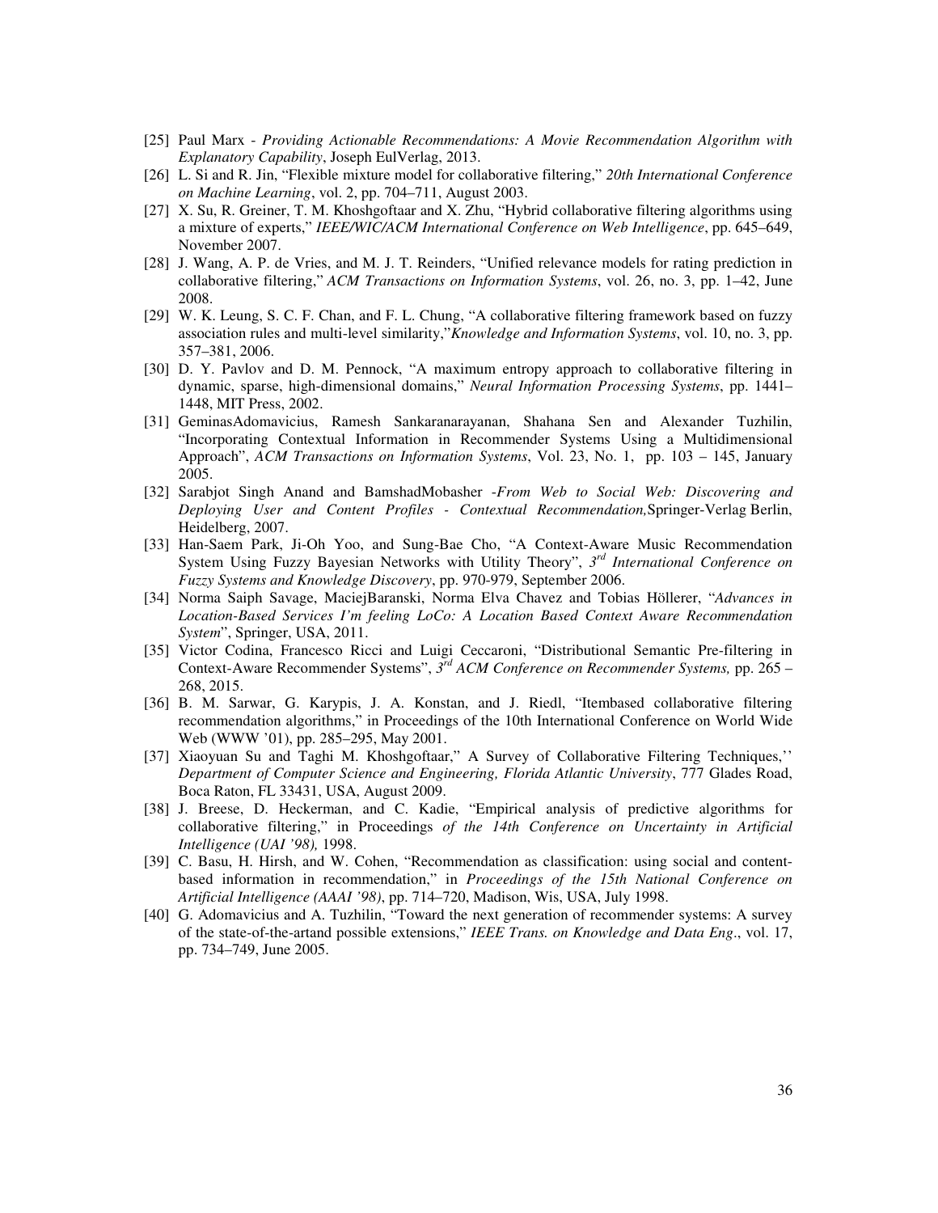[25] Paul Marx - *Providing Actionable Recommendations: A Movie Recommendation Algorithm with Explanatory Capability*, Joseph EulVerlag, 2013.

[26] L. Si and R. Jin, "Flexible mixture model for collaborative filtering," *20th International Conference on Machine Learning*, vol. 2, pp. 704–711, August 2003.

[27] X. Su, R. Greiner, T. M. Khoshgoftaar and X. Zhu, "Hybrid collaborative filtering algorithms using a mixture of experts," *IEEE/WIC/ACM International Conference on Web Intelligence*, pp. 645–649, November 2007.

[28] J. Wang, A. P. de Vries, and M. J. T. Reinders, "Unified relevance models for rating prediction in collaborative filtering," *ACM Transactions on Information Systems*, vol. 26, no. 3, pp. 1–42, June 2008.

[29] W. K. Leung, S. C. F. Chan, and F. L. Chung, "A collaborative filtering framework based on fuzzy association rules and multi-level similarity,"*Knowledge and Information Systems*, vol. 10, no. 3, pp. 357–381, 2006.

[30] D. Y. Pavlov and D. M. Pennock, "A maximum entropy approach to collaborative filtering in dynamic, sparse, high-dimensional domains," *Neural Information Processing Systems*, pp. 1441–1448, MIT Press, 2002.

[31] GeminasAdomavicius, Ramesh Sankaranarayanan, Shahana Sen and Alexander Tuzhilin, "Incorporating Contextual Information in Recommender Systems Using a Multidimensional Approach", *ACM Transactions on Information Systems*, Vol. 23, No. 1, pp. 103 – 145, January 2005.

[32] Sarabjot Singh Anand and BamshadMobasher -*From Web to Social Web: Discovering and Deploying User and Content Profiles - Contextual Recommendation,*Springer-Verlag Berlin, Heidelberg, 2007.

[33] Han-Saem Park, Ji-Oh Yoo, and Sung-Bae Cho, "A Context-Aware Music Recommendation System Using Fuzzy Bayesian Networks with Utility Theory", *3rd International Conference on Fuzzy Systems and Knowledge Discovery*, pp. 970-979, September 2006.

[34] Norma Saiph Savage, MaciejBaranski, Norma Elva Chavez and Tobias Höllerer, "*Advances in Location-Based Services I'm feeling LoCo: A Location Based Context Aware Recommendation System*", Springer, USA, 2011.

[35] Victor Codina, Francesco Ricci and Luigi Ceccaroni, "Distributional Semantic Pre-filtering in Context-Aware Recommender Systems", *3rd ACM Conference on Recommender Systems,* pp. 265 – 268, 2015.

[36] B. M. Sarwar, G. Karypis, J. A. Konstan, and J. Riedl, "Itembased collaborative filtering recommendation algorithms," in Proceedings of the 10th International Conference on World Wide Web (WWW '01), pp. 285–295, May 2001.

[37] Xiaoyuan Su and Taghi M. Khoshgoftaar," A Survey of Collaborative Filtering Techniques,'' *Department of Computer Science and Engineering, Florida Atlantic University*, 777 Glades Road, Boca Raton, FL 33431, USA, August 2009.

[38] J. Breese, D. Heckerman, and C. Kadie, "Empirical analysis of predictive algorithms for collaborative filtering," in Proceedings *of the 14th Conference on Uncertainty in Artificial Intelligence (UAI '98),* 1998.

[39] C. Basu, H. Hirsh, and W. Cohen, "Recommendation as classification: using social and content-based information in recommendation," in *Proceedings of the 15th National Conference on Artificial Intelligence (AAAI '98)*, pp. 714–720, Madison, Wis, USA, July 1998.

[40] G. Adomavicius and A. Tuzhilin, "Toward the next generation of recommender systems: A survey of the state-of-the-artand possible extensions," *IEEE Trans. on Knowledge and Data Eng*., vol. 17, pp. 734–749, June 2005.